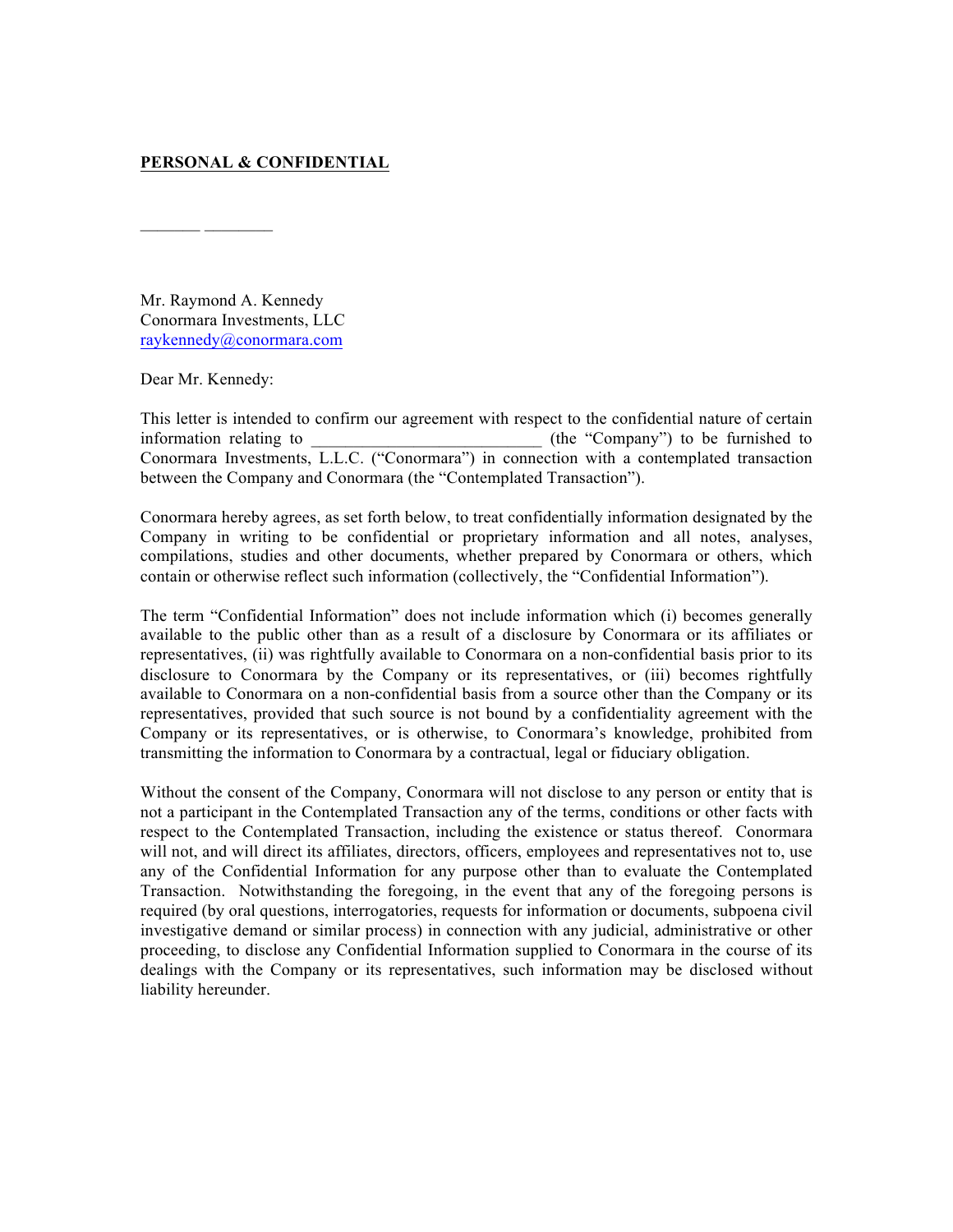**PERSONAL & CONFIDENTIAL**

_______ ________

Mr. Raymond A. Kennedy
Conormara Investments, LLC
raykennedy@conormara.com

Dear Mr. Kennedy:

This letter is intended to confirm our agreement with respect to the confidential nature of certain information relating to ___________________________ (the "Company") to be furnished to Conormara Investments, L.L.C. ("Conormara") in connection with a contemplated transaction between the Company and Conormara (the "Contemplated Transaction").

Conormara hereby agrees, as set forth below, to treat confidentially information designated by the Company in writing to be confidential or proprietary information and all notes, analyses, compilations, studies and other documents, whether prepared by Conormara or others, which contain or otherwise reflect such information (collectively, the "Confidential Information").

The term "Confidential Information" does not include information which (i) becomes generally available to the public other than as a result of a disclosure by Conormara or its affiliates or representatives, (ii) was rightfully available to Conormara on a non-confidential basis prior to its disclosure to Conormara by the Company or its representatives, or (iii) becomes rightfully available to Conormara on a non-confidential basis from a source other than the Company or its representatives, provided that such source is not bound by a confidentiality agreement with the Company or its representatives, or is otherwise, to Conormara's knowledge, prohibited from transmitting the information to Conormara by a contractual, legal or fiduciary obligation.

Without the consent of the Company, Conormara will not disclose to any person or entity that is not a participant in the Contemplated Transaction any of the terms, conditions or other facts with respect to the Contemplated Transaction, including the existence or status thereof. Conormara will not, and will direct its affiliates, directors, officers, employees and representatives not to, use any of the Confidential Information for any purpose other than to evaluate the Contemplated Transaction. Notwithstanding the foregoing, in the event that any of the foregoing persons is required (by oral questions, interrogatories, requests for information or documents, subpoena civil investigative demand or similar process) in connection with any judicial, administrative or other proceeding, to disclose any Confidential Information supplied to Conormara in the course of its dealings with the Company or its representatives, such information may be disclosed without liability hereunder.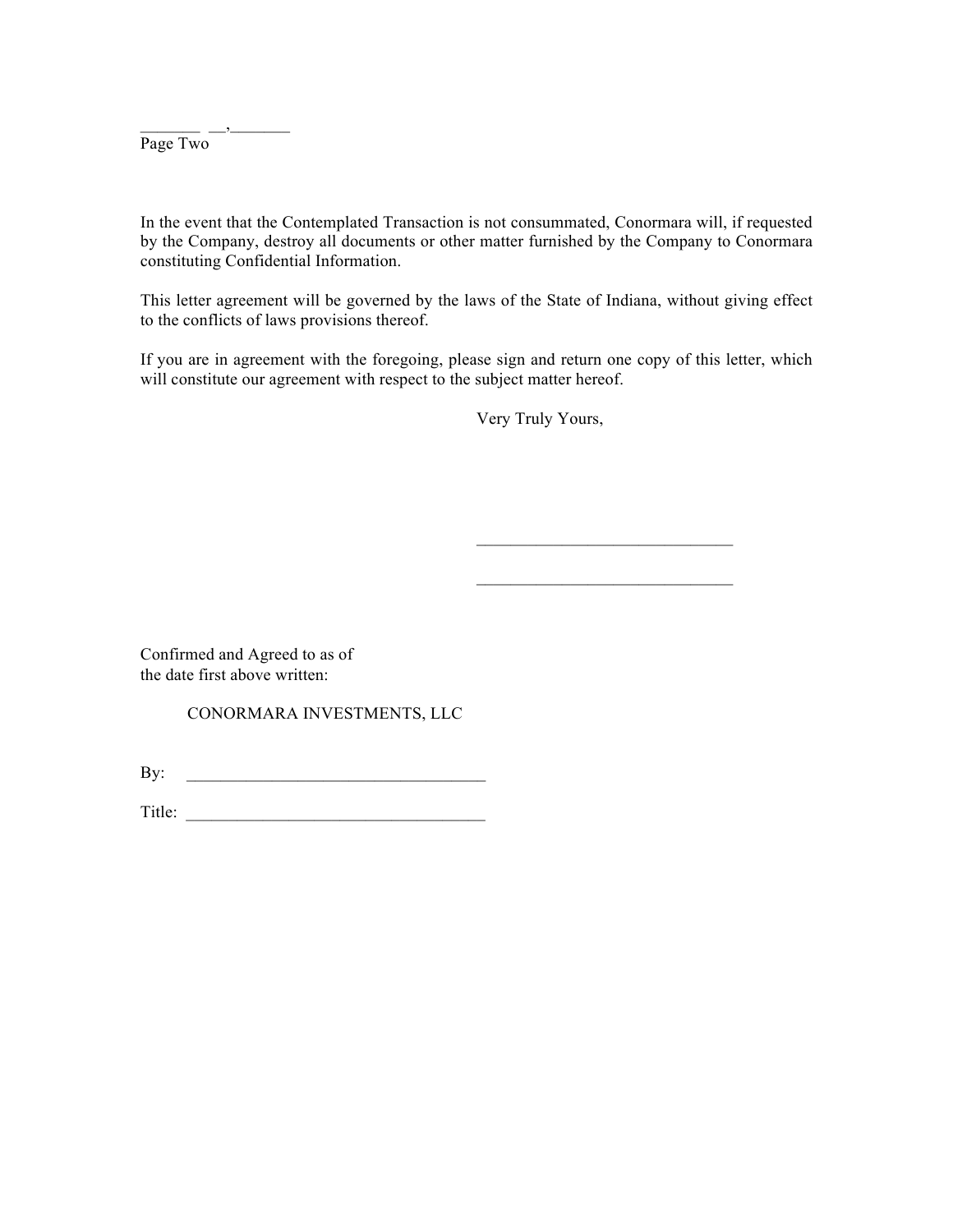In the event that the Contemplated Transaction is not consummated, Conormara will, if requested by the Company, destroy all documents or other matter furnished by the Company to Conormara constituting Confidential Information.

This letter agreement will be governed by the laws of the State of Indiana, without giving effect to the conflicts of laws provisions thereof.

If you are in agreement with the foregoing, please sign and return one copy of this letter, which will constitute our agreement with respect to the subject matter hereof.

Very Truly Yours,

______________________________

______________________________

Confirmed and Agreed to as of
the date first above written:

CONORMARA INVESTMENTS, LLC

By: ___________________________________

Title: ___________________________________